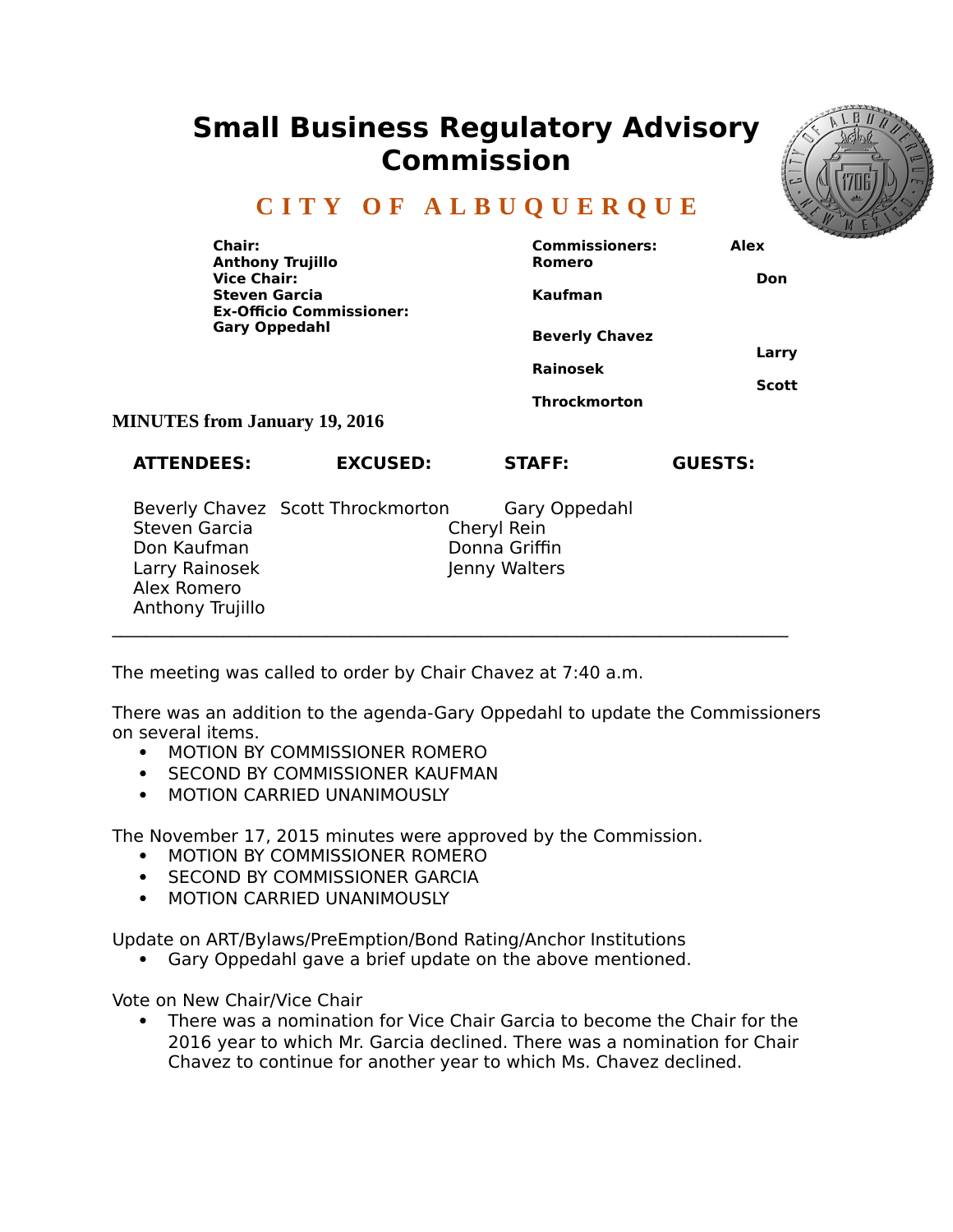# Small Business Regulatory Advisory Commission

## CITY OF ALBUQUERQUE

**Chair:**
**Anthony Trujillo**
**Vice Chair:**
**Steven Garcia**
**Ex-Officio Commissioner:**
**Gary Oppedahl**

**Commissioners:**
**Alex Romero**
**Don Kaufman**
**Beverly Chavez**
**Larry Rainosek**
**Scott Throckmorton**

**MINUTES from January 19, 2016**

| ATTENDEES: | EXCUSED: | STAFF: | GUESTS: |
|---|---|---|---|
| Beverly Chavez | Scott Throckmorton | Gary Oppedahl | |
| Steven Garcia | | Cheryl Rein | |
| Don Kaufman | | Donna Griffin | |
| Larry Rainosek | | Jenny Walters | |
| Alex Romero | | | |
| Anthony Trujillo | | | |

---

The meeting was called to order by Chair Chavez at 7:40 a.m.

There was an addition to the agenda-Gary Oppedahl to update the Commissioners on several items.

- MOTION BY COMMISSIONER ROMERO
- SECOND BY COMMISSIONER KAUFMAN
- MOTION CARRIED UNANIMOUSLY

The November 17, 2015 minutes were approved by the Commission.

- MOTION BY COMMISSIONER ROMERO
- SECOND BY COMMISSIONER GARCIA
- MOTION CARRIED UNANIMOUSLY

Update on ART/Bylaws/PreEmption/Bond Rating/Anchor Institutions

- Gary Oppedahl gave a brief update on the above mentioned.

Vote on New Chair/Vice Chair

- There was a nomination for Vice Chair Garcia to become the Chair for the 2016 year to which Mr. Garcia declined. There was a nomination for Chair Chavez to continue for another year to which Ms. Chavez declined.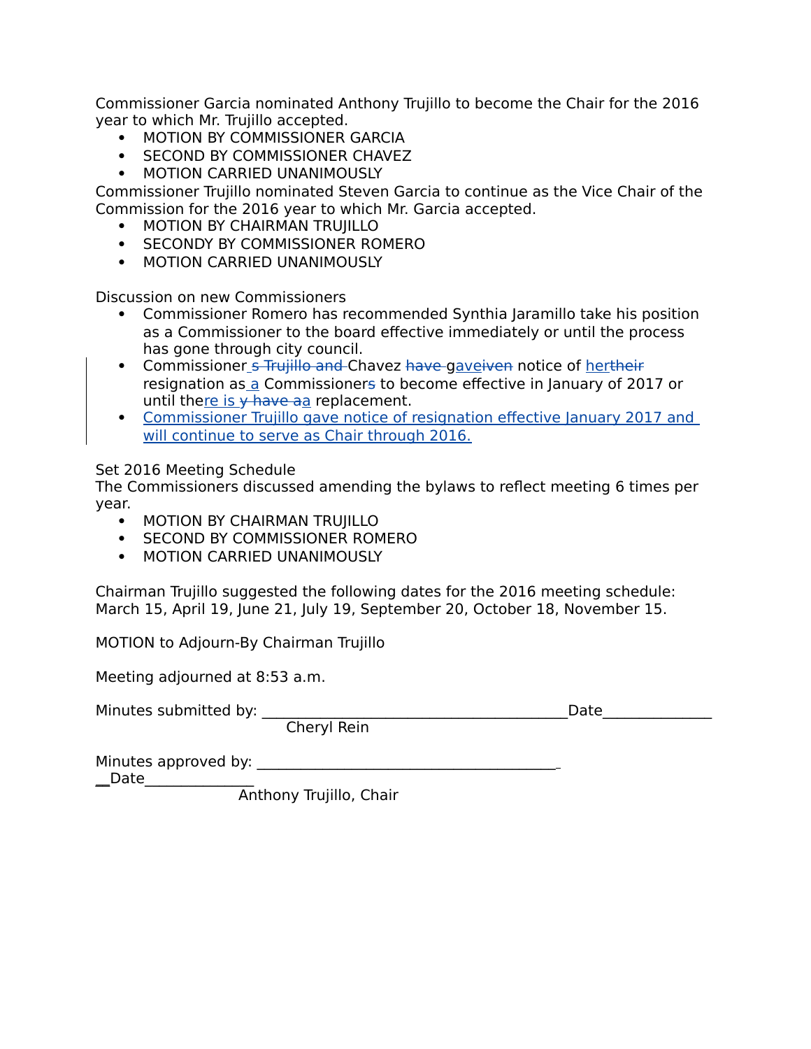Commissioner Garcia nominated Anthony Trujillo to become the Chair for the 2016 year to which Mr. Trujillo accepted.

- MOTION BY COMMISSIONER GARCIA
- SECOND BY COMMISSIONER CHAVEZ
- MOTION CARRIED UNANIMOUSLY

Commissioner Trujillo nominated Steven Garcia to continue as the Vice Chair of the Commission for the 2016 year to which Mr. Garcia accepted.

- MOTION BY CHAIRMAN TRUJILLO
- SECONDY BY COMMISSIONER ROMERO
- MOTION CARRIED UNANIMOUSLY

Discussion on new Commissioners

- Commissioner Romero has recommended Synthia Jaramillo take his position as a Commissioner to the board effective immediately or until the process has gone through city council.
- Commissioner ~~s Trujillo and~~ Chavez ~~have~~ gave~~iven~~ notice of her~~their~~ resignation as a Commissioner~~s~~ to become effective in January of 2017 or until there is ~~y have a~~ a replacement.
- Commissioner Trujillo gave notice of resignation effective January 2017 and will continue to serve as Chair through 2016.

Set 2016 Meeting Schedule

The Commissioners discussed amending the bylaws to reflect meeting 6 times per year.

- MOTION BY CHAIRMAN TRUJILLO
- SECOND BY COMMISSIONER ROMERO
- MOTION CARRIED UNANIMOUSLY

Chairman Trujillo suggested the following dates for the 2016 meeting schedule: March 15, April 19, June 21, July 19, September 20, October 18, November 15.

MOTION to Adjourn-By Chairman Trujillo

Meeting adjourned at 8:53 a.m.

Minutes submitted by: _______________________________________Date_____________
Cheryl Rein

Minutes approved by: ______________________________________ __Date______________
Anthony Trujillo, Chair